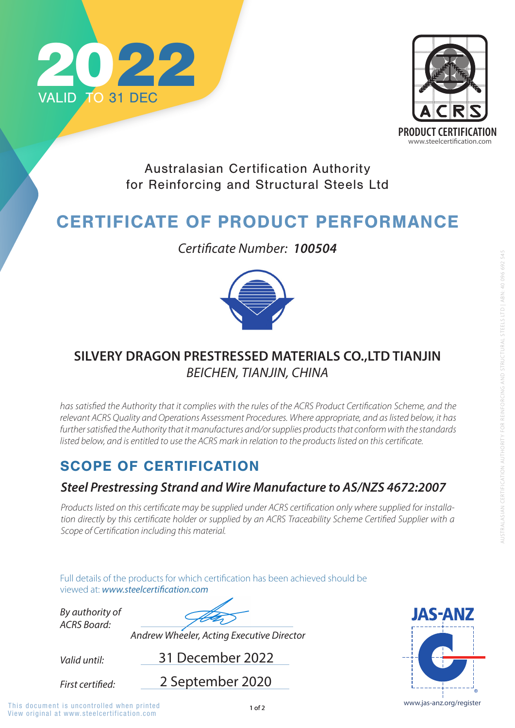**2022**
VALID TO 31 DEC

ACRS
**PRODUCT CERTIFICATION**
www.steelcertification.com

Australasian Certification Authority
for Reinforcing and Structural Steels Ltd

# CERTIFICATE OF PRODUCT PERFORMANCE

*Certificate Number:* ***100504***

**SILVERY DRAGON PRESTRESSED MATERIALS CO.,LTD TIANJIN**
*BEICHEN, TIANJIN, CHINA*

*has satisfied the Authority that it complies with the rules of the ACRS Product Certification Scheme, and the relevant ACRS Quality and Operations Assessment Procedures. Where appropriate, and as listed below, it has further satisfied the Authority that it manufactures and/or supplies products that conform with the standards listed below, and is entitled to use the ACRS mark in relation to the products listed on this certificate.*

## SCOPE OF CERTIFICATION

### *Steel Prestressing Strand and Wire Manufacture to AS/NZS 4672:2007*

*Products listed on this certificate may be supplied under ACRS certification only where supplied for installation directly by this certificate holder or supplied by an ACRS Traceability Scheme Certified Supplier with a Scope of Certification including this material.*

Full details of the products for which certification has been achieved should be viewed at: *www.steelcertification.com*

*By authority of ACRS Board:*

*Andrew Wheeler, Acting Executive Director*

*Valid until:* 31 December 2022

*First certified:* 2 September 2020

JAS-ANZ
www.jas-anz.org/register

This document is uncontrolled when printed
View original at www.steelcertification.com

AUSTRALASIAN CERTIFICATION AUTHORITY FOR REINFORCING AND STRUCTURAL STEELS LTD | ABN: 40 096 692 545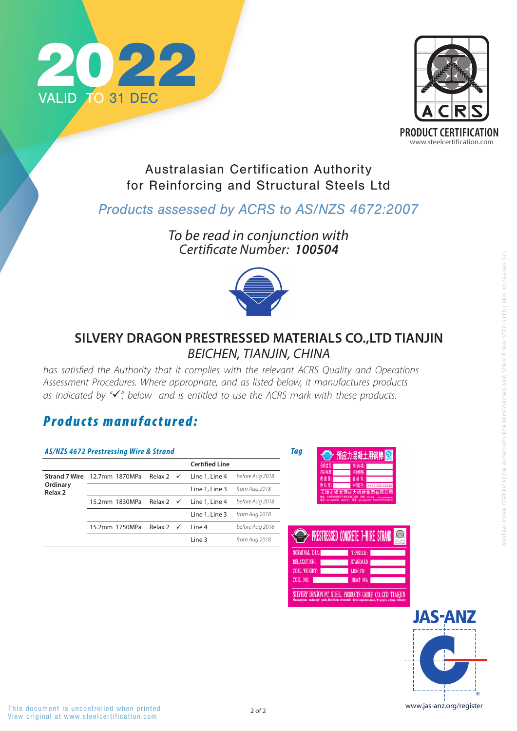# 2022

VALID TO 31 DEC

ACRS

PRODUCT CERTIFICATION

www.steelcertification.com

Australasian Certification Authority
for Reinforcing and Structural Steels Ltd

*Products assessed by ACRS to AS/NZS 4672:2007*

*To be read in conjunction with Certificate Number:* ***100504***

## SILVERY DRAGON PRESTRESSED MATERIALS CO.,LTD TIANJIN
*BEICHEN, TIANJIN, CHINA*

*has satisfied the Authority that it complies with the relevant ACRS Quality and Operations Assessment Procedures. Where appropriate, and as listed below, it manufactures products as indicated by "✓" below and is entitled to use the ACRS mark with these products.*

## Products manufactured:

***AS/NZS 4672 Prestressing Wire & Strand***

| | | | | Certified Line | |
|---|---|---|---|---|---|
| **Strand 7 Wire Ordinary Relax 2** | 12.7mm 1870MPa | Relax 2 | ✓ | Line 1, Line 4 | *before Aug 2018* |
| | | | | Line 1, Line 3 | *from Aug 2018* |
| | 15.2mm 1830MPa | Relax 2 | ✓ | Line 1, Line 4 | *before Aug 2018* |
| | | | | Line 1, Line 3 | *from Aug 2018* |
| | 15.2mm 1750MPa | Relax 2 | ✓ | Line 4 | *before Aug 2018* |
| | | | | Line 3 | *from Aug 2018* |

***Tag***

预应力混凝土用钢棒

公称直径: 执行标准:
抗拉强度: 检验项别:
卷重量: 卷编号:
卷长度: 许可证号: XK05-003-00038

天津市银龙预应力钢材集团有限公司

PRESTRESSED CONCRETE 7-WIRE STRAND

NORMINAL DIA: TENSILE:
RELAXATION: STANDARD:
COIL WEIGHT: LENGTH:
COIL NO: HEAT NO:

SILVERY DRAGON PC STEEL PRODUCTS GROUP CO.,LTD TIANJIN

Shuangyuan industry park, Beichen economic development area, Tianjin, china 300400

JAS-ANZ

www.jas-anz.org/register

This document is uncontrolled when printed
View original at www.steelcertification.com

AUSTRALASIAN CERTIFICATION AUTHORITY FOR REINFORCING AND STRUCTURAL STEELS LTD | ABN: 40 096 692 545